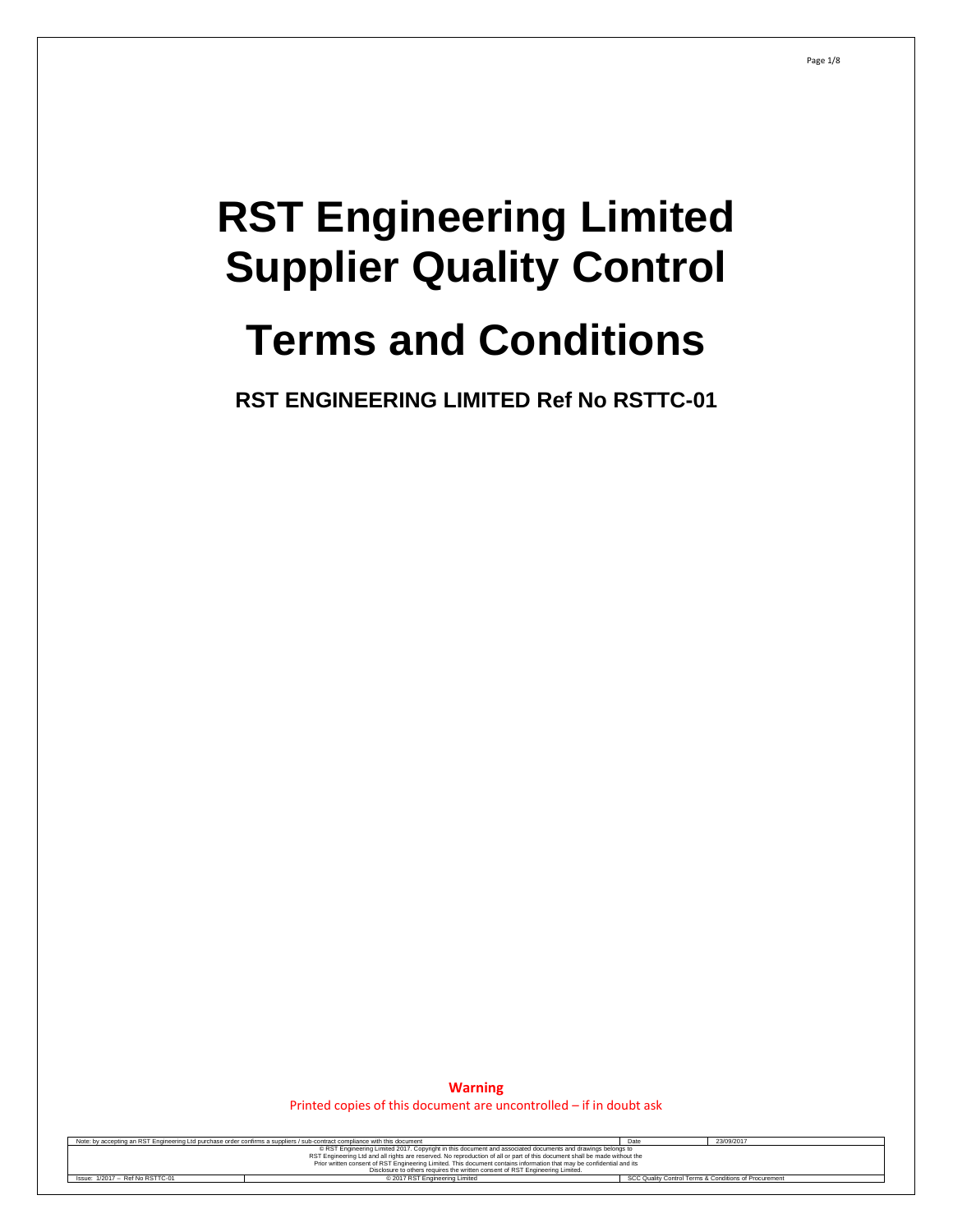# RST Engineering Limited Supplier Quality Control

# Terms and Conditions

**RST ENGINEERING LIMITED Ref No RSTTC-01**

**Warning**

Printed copies of this document are uncontrolled – if in doubt ask

| Note: by accepting an RST Engineering Ltd purchase order confirms a suppliers / sub-contract compliance with this document | | Date | 23/09/2017 |
|---|---|---|---|
| © RST Engineering Limited 2017. Copyright in this document and associated documents and drawings belongs to RST Engineering Ltd and all rights are reserved. No reproduction of all or part of this document shall be made without the Prior written consent of RST Engineering Limited. This document contains information that may be confidential and its Disclosure to others requires the written consent of RST Engineering Limited. | | | |
| Issue: 1/2017 – Ref No RSTTC-01 | © 2017 RST Engineering Limited | SCC Quality Control Terms & Conditions of Procurement | |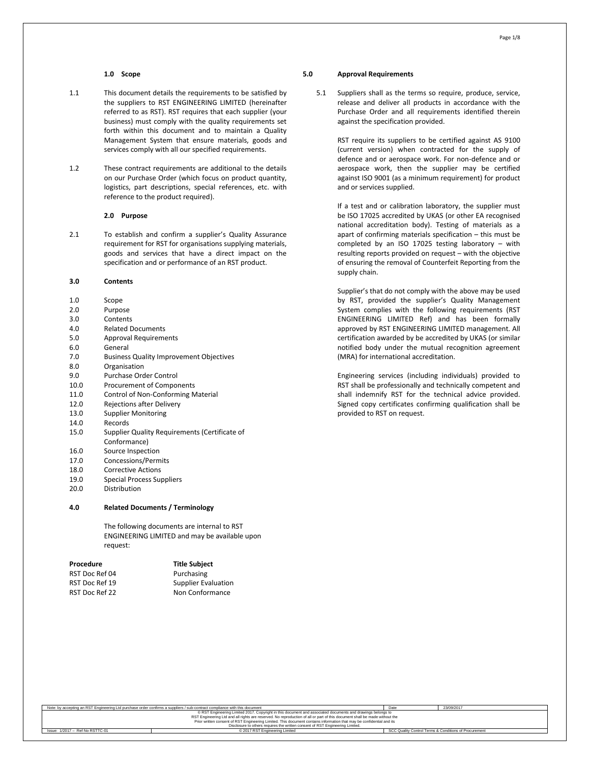### 1.0 Scope

1.1 This document details the requirements to be satisfied by the suppliers to RST ENGINEERING LIMITED (hereinafter referred to as RST). RST requires that each supplier (your business) must comply with the quality requirements set forth within this document and to maintain a Quality Management System that ensure materials, goods and services comply with all our specified requirements.

1.2 These contract requirements are additional to the details on our Purchase Order (which focus on product quantity, logistics, part descriptions, special references, etc. with reference to the product required).

### 2.0 Purpose

2.1 To establish and confirm a supplier's Quality Assurance requirement for RST for organisations supplying materials, goods and services that have a direct impact on the specification and or performance of an RST product.

### 3.0 Contents

- 1.0 Scope
- 2.0 Purpose
- 3.0 Contents
- 4.0 Related Documents
- 5.0 Approval Requirements
- 6.0 General
- 7.0 Business Quality Improvement Objectives
- 8.0 Organisation
- 9.0 Purchase Order Control
- 10.0 Procurement of Components
- 11.0 Control of Non-Conforming Material
- 12.0 Rejections after Delivery
- 13.0 Supplier Monitoring
- 14.0 Records
- 15.0 Supplier Quality Requirements (Certificate of Conformance)
- 16.0 Source Inspection
- 17.0 Concessions/Permits
- 18.0 Corrective Actions
- 19.0 Special Process Suppliers
- 20.0 Distribution

### 4.0 Related Documents / Terminology

The following documents are internal to RST ENGINEERING LIMITED and may be available upon request:

| Procedure | Title Subject |
|---|---|
| RST Doc Ref 04 | Purchasing |
| RST Doc Ref 19 | Supplier Evaluation |
| RST Doc Ref 22 | Non Conformance |

### 5.0 Approval Requirements

5.1 Suppliers shall as the terms so require, produce, service, release and deliver all products in accordance with the Purchase Order and all requirements identified therein against the specification provided.

RST require its suppliers to be certified against AS 9100 (current version) when contracted for the supply of defence and or aerospace work. For non-defence and or aerospace work, then the supplier may be certified against ISO 9001 (as a minimum requirement) for product and or services supplied.

If a test and or calibration laboratory, the supplier must be ISO 17025 accredited by UKAS (or other EA recognised national accreditation body). Testing of materials as a apart of confirming materials specification – this must be completed by an ISO 17025 testing laboratory – with resulting reports provided on request – with the objective of ensuring the removal of Counterfeit Reporting from the supply chain.

Supplier's that do not comply with the above may be used by RST, provided the supplier's Quality Management System complies with the following requirements (RST ENGINEERING LIMITED Ref) and has been formally approved by RST ENGINEERING LIMITED management. All certification awarded by be accredited by UKAS (or similar notified body under the mutual recognition agreement (MRA) for international accreditation.

Engineering services (including individuals) provided to RST shall be professionally and technically competent and shall indemnify RST for the technical advice provided. Signed copy certificates confirming qualification shall be provided to RST on request.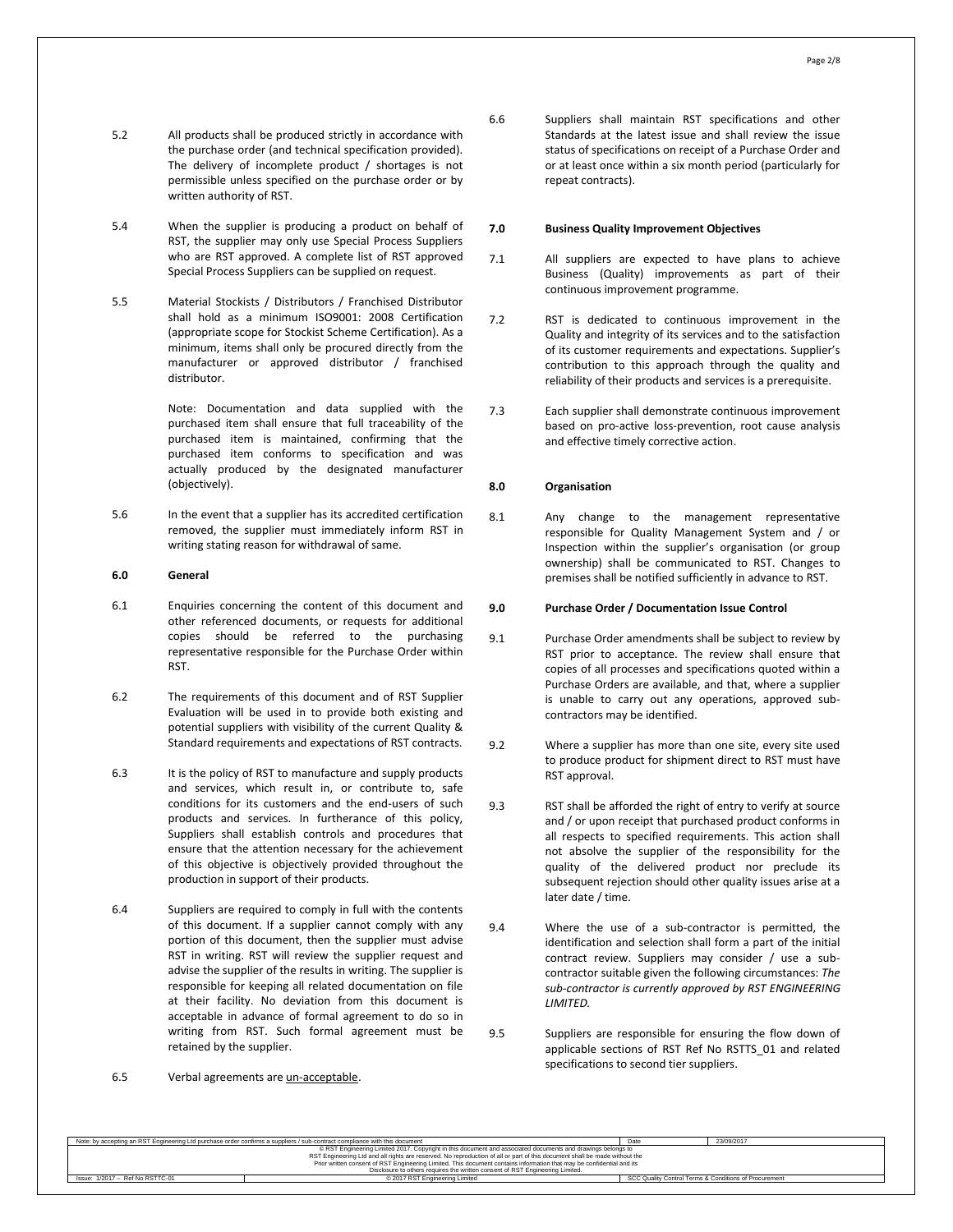5.2 All products shall be produced strictly in accordance with the purchase order (and technical specification provided). The delivery of incomplete product / shortages is not permissible unless specified on the purchase order or by written authority of RST.

5.4 When the supplier is producing a product on behalf of RST, the supplier may only use Special Process Suppliers who are RST approved. A complete list of RST approved Special Process Suppliers can be supplied on request.

5.5 Material Stockists / Distributors / Franchised Distributor shall hold as a minimum ISO9001: 2008 Certification (appropriate scope for Stockist Scheme Certification). As a minimum, items shall only be procured directly from the manufacturer or approved distributor / franchised distributor.

Note: Documentation and data supplied with the purchased item shall ensure that full traceability of the purchased item is maintained, confirming that the purchased item conforms to specification and was actually produced by the designated manufacturer (objectively).

5.6 In the event that a supplier has its accredited certification removed, the supplier must immediately inform RST in writing stating reason for withdrawal of same.

## 6.0 General

6.1 Enquiries concerning the content of this document and other referenced documents, or requests for additional copies should be referred to the purchasing representative responsible for the Purchase Order within RST.

6.2 The requirements of this document and of RST Supplier Evaluation will be used in to provide both existing and potential suppliers with visibility of the current Quality & Standard requirements and expectations of RST contracts.

6.3 It is the policy of RST to manufacture and supply products and services, which result in, or contribute to, safe conditions for its customers and the end-users of such products and services. In furtherance of this policy, Suppliers shall establish controls and procedures that ensure that the attention necessary for the achievement of this objective is objectively provided throughout the production in support of their products.

6.4 Suppliers are required to comply in full with the contents of this document. If a supplier cannot comply with any portion of this document, then the supplier must advise RST in writing. RST will review the supplier request and advise the supplier of the results in writing. The supplier is responsible for keeping all related documentation on file at their facility. No deviation from this document is acceptable in advance of formal agreement to do so in writing from RST. Such formal agreement must be retained by the supplier.

6.5 Verbal agreements are <u>un-acceptable</u>.

6.6 Suppliers shall maintain RST specifications and other Standards at the latest issue and shall review the issue status of specifications on receipt of a Purchase Order and or at least once within a six month period (particularly for repeat contracts).

## 7.0 Business Quality Improvement Objectives

7.1 All suppliers are expected to have plans to achieve Business (Quality) improvements as part of their continuous improvement programme.

7.2 RST is dedicated to continuous improvement in the Quality and integrity of its services and to the satisfaction of its customer requirements and expectations. Supplier's contribution to this approach through the quality and reliability of their products and services is a prerequisite.

7.3 Each supplier shall demonstrate continuous improvement based on pro-active loss-prevention, root cause analysis and effective timely corrective action.

## 8.0 Organisation

8.1 Any change to the management representative responsible for Quality Management System and / or Inspection within the supplier's organisation (or group ownership) shall be communicated to RST. Changes to premises shall be notified sufficiently in advance to RST.

## 9.0 Purchase Order / Documentation Issue Control

9.1 Purchase Order amendments shall be subject to review by RST prior to acceptance. The review shall ensure that copies of all processes and specifications quoted within a Purchase Orders are available, and that, where a supplier is unable to carry out any operations, approved sub-contractors may be identified.

9.2 Where a supplier has more than one site, every site used to produce product for shipment direct to RST must have RST approval.

9.3 RST shall be afforded the right of entry to verify at source and / or upon receipt that purchased product conforms in all respects to specified requirements. This action shall not absolve the supplier of the responsibility for the quality of the delivered product nor preclude its subsequent rejection should other quality issues arise at a later date / time.

9.4 Where the use of a sub-contractor is permitted, the identification and selection shall form a part of the initial contract review. Suppliers may consider / use a sub-contractor suitable given the following circumstances: *The sub-contractor is currently approved by RST ENGINEERING LIMITED.*

9.5 Suppliers are responsible for ensuring the flow down of applicable sections of RST Ref No RSTTS_01 and related specifications to second tier suppliers.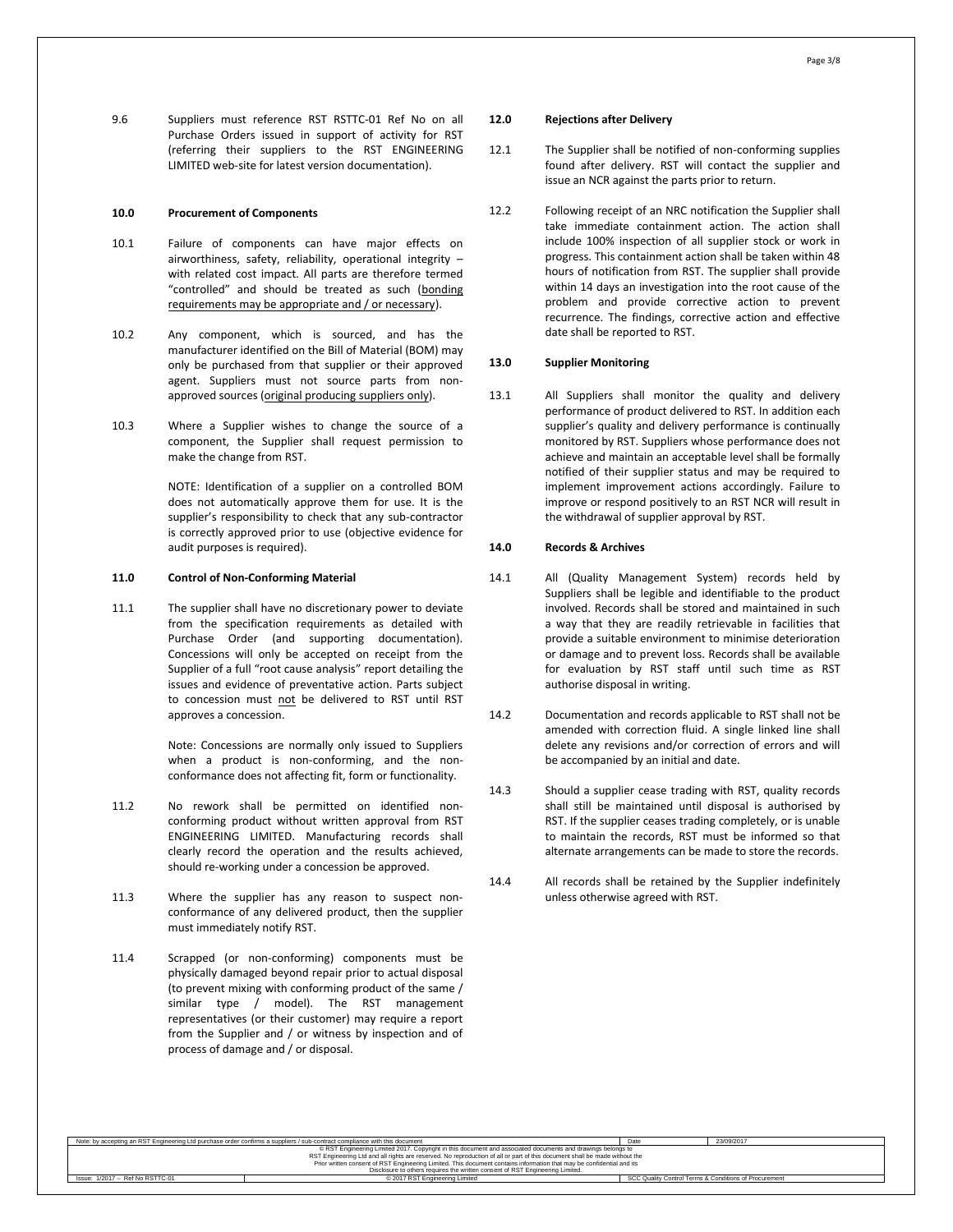9.6 Suppliers must reference RST RSTTC-01 Ref No on all Purchase Orders issued in support of activity for RST (referring their suppliers to the RST ENGINEERING LIMITED web-site for latest version documentation).

**10.0 Procurement of Components**

10.1 Failure of components can have major effects on airworthiness, safety, reliability, operational integrity – with related cost impact. All parts are therefore termed "controlled" and should be treated as such (bonding requirements may be appropriate and / or necessary).

10.2 Any component, which is sourced, and has the manufacturer identified on the Bill of Material (BOM) may only be purchased from that supplier or their approved agent. Suppliers must not source parts from non-approved sources (original producing suppliers only).

10.3 Where a Supplier wishes to change the source of a component, the Supplier shall request permission to make the change from RST.

NOTE: Identification of a supplier on a controlled BOM does not automatically approve them for use. It is the supplier's responsibility to check that any sub-contractor is correctly approved prior to use (objective evidence for audit purposes is required).

**11.0 Control of Non-Conforming Material**

11.1 The supplier shall have no discretionary power to deviate from the specification requirements as detailed with Purchase Order (and supporting documentation). Concessions will only be accepted on receipt from the Supplier of a full "root cause analysis" report detailing the issues and evidence of preventative action. Parts subject to concession must not be delivered to RST until RST approves a concession.

Note: Concessions are normally only issued to Suppliers when a product is non-conforming, and the non-conformance does not affecting fit, form or functionality.

11.2 No rework shall be permitted on identified non-conforming product without written approval from RST ENGINEERING LIMITED. Manufacturing records shall clearly record the operation and the results achieved, should re-working under a concession be approved.

11.3 Where the supplier has any reason to suspect non-conformance of any delivered product, then the supplier must immediately notify RST.

11.4 Scrapped (or non-conforming) components must be physically damaged beyond repair prior to actual disposal (to prevent mixing with conforming product of the same / similar type / model). The RST management representatives (or their customer) may require a report from the Supplier and / or witness by inspection and of process of damage and / or disposal.

**12.0 Rejections after Delivery**

12.1 The Supplier shall be notified of non-conforming supplies found after delivery. RST will contact the supplier and issue an NCR against the parts prior to return.

12.2 Following receipt of an NRC notification the Supplier shall take immediate containment action. The action shall include 100% inspection of all supplier stock or work in progress. This containment action shall be taken within 48 hours of notification from RST. The supplier shall provide within 14 days an investigation into the root cause of the problem and provide corrective action to prevent recurrence. The findings, corrective action and effective date shall be reported to RST.

**13.0 Supplier Monitoring**

13.1 All Suppliers shall monitor the quality and delivery performance of product delivered to RST. In addition each supplier's quality and delivery performance is continually monitored by RST. Suppliers whose performance does not achieve and maintain an acceptable level shall be formally notified of their supplier status and may be required to implement improvement actions accordingly. Failure to improve or respond positively to an RST NCR will result in the withdrawal of supplier approval by RST.

**14.0 Records & Archives**

14.1 All (Quality Management System) records held by Suppliers shall be legible and identifiable to the product involved. Records shall be stored and maintained in such a way that they are readily retrievable in facilities that provide a suitable environment to minimise deterioration or damage and to prevent loss. Records shall be available for evaluation by RST staff until such time as RST authorise disposal in writing.

14.2 Documentation and records applicable to RST shall not be amended with correction fluid. A single linked line shall delete any revisions and/or correction of errors and will be accompanied by an initial and date.

14.3 Should a supplier cease trading with RST, quality records shall still be maintained until disposal is authorised by RST. If the supplier ceases trading completely, or is unable to maintain the records, RST must be informed so that alternate arrangements can be made to store the records.

14.4 All records shall be retained by the Supplier indefinitely unless otherwise agreed with RST.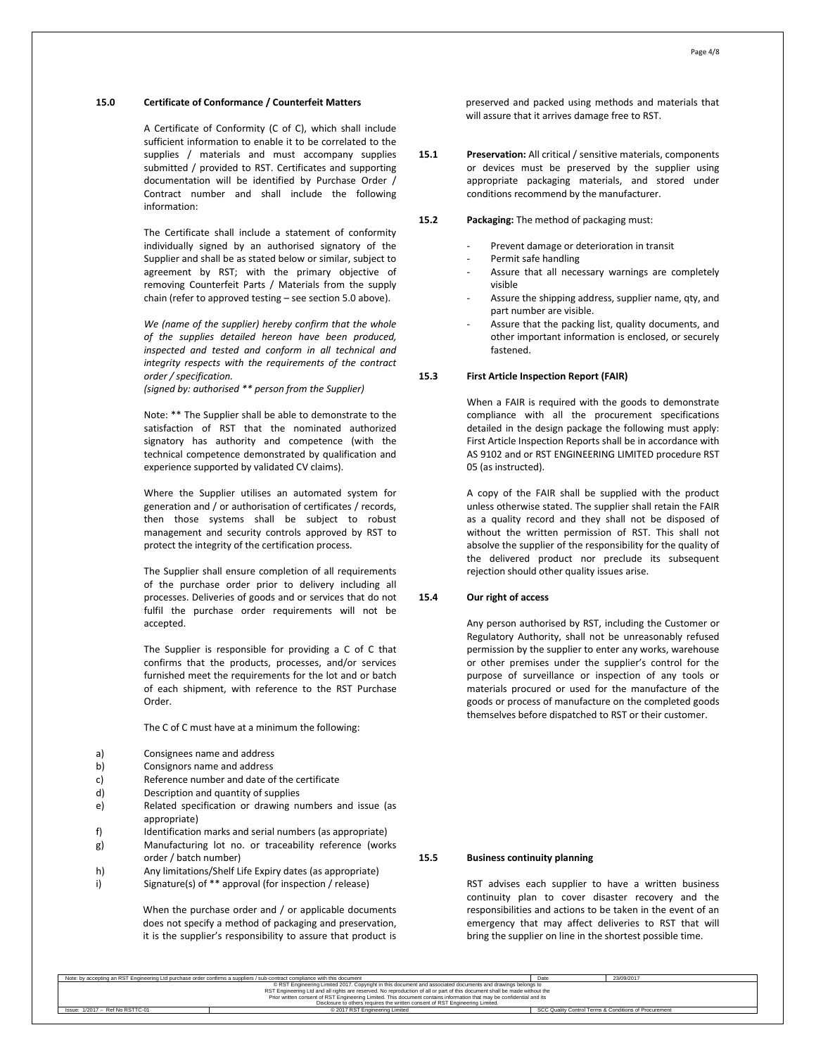### 15.0 Certificate of Conformance / Counterfeit Matters

A Certificate of Conformity (C of C), which shall include sufficient information to enable it to be correlated to the supplies / materials and must accompany supplies submitted / provided to RST. Certificates and supporting documentation will be identified by Purchase Order / Contract number and shall include the following information:

The Certificate shall include a statement of conformity individually signed by an authorised signatory of the Supplier and shall be as stated below or similar, subject to agreement by RST; with the primary objective of removing Counterfeit Parts / Materials from the supply chain (refer to approved testing – see section 5.0 above).

*We (name of the supplier) hereby confirm that the whole of the supplies detailed hereon have been produced, inspected and tested and conform in all technical and integrity respects with the requirements of the contract order / specification.*
*(signed by: authorised ** person from the Supplier)*

Note: ** The Supplier shall be able to demonstrate to the satisfaction of RST that the nominated authorized signatory has authority and competence (with the technical competence demonstrated by qualification and experience supported by validated CV claims).

Where the Supplier utilises an automated system for generation and / or authorisation of certificates / records, then those systems shall be subject to robust management and security controls approved by RST to protect the integrity of the certification process.

The Supplier shall ensure completion of all requirements of the purchase order prior to delivery including all processes. Deliveries of goods and or services that do not fulfil the purchase order requirements will not be accepted.

The Supplier is responsible for providing a C of C that confirms that the products, processes, and/or services furnished meet the requirements for the lot and or batch of each shipment, with reference to the RST Purchase Order.

The C of C must have at a minimum the following:

a) Consignees name and address
b) Consignors name and address
c) Reference number and date of the certificate
d) Description and quantity of supplies
e) Related specification or drawing numbers and issue (as appropriate)
f) Identification marks and serial numbers (as appropriate)
g) Manufacturing lot no. or traceability reference (works order / batch number)
h) Any limitations/Shelf Life Expiry dates (as appropriate)
i) Signature(s) of ** approval (for inspection / release)

When the purchase order and / or applicable documents does not specify a method of packaging and preservation, it is the supplier's responsibility to assure that product is preserved and packed using methods and materials that will assure that it arrives damage free to RST.

**15.1 Preservation:** All critical / sensitive materials, components or devices must be preserved by the supplier using appropriate packaging materials, and stored under conditions recommend by the manufacturer.

**15.2 Packaging:** The method of packaging must:

- Prevent damage or deterioration in transit
- Permit safe handling
- Assure that all necessary warnings are completely visible
- Assure the shipping address, supplier name, qty, and part number are visible.
- Assure that the packing list, quality documents, and other important information is enclosed, or securely fastened.

### 15.3 First Article Inspection Report (FAIR)

When a FAIR is required with the goods to demonstrate compliance with all the procurement specifications detailed in the design package the following must apply: First Article Inspection Reports shall be in accordance with AS 9102 and or RST ENGINEERING LIMITED procedure RST 05 (as instructed).

A copy of the FAIR shall be supplied with the product unless otherwise stated. The supplier shall retain the FAIR as a quality record and they shall not be disposed of without the written permission of RST. This shall not absolve the supplier of the responsibility for the quality of the delivered product nor preclude its subsequent rejection should other quality issues arise.

### 15.4 Our right of access

Any person authorised by RST, including the Customer or Regulatory Authority, shall not be unreasonably refused permission by the supplier to enter any works, warehouse or other premises under the supplier's control for the purpose of surveillance or inspection of any tools or materials procured or used for the manufacture of the goods or process of manufacture on the completed goods themselves before dispatched to RST or their customer.

### 15.5 Business continuity planning

RST advises each supplier to have a written business continuity plan to cover disaster recovery and the responsibilities and actions to be taken in the event of an emergency that may affect deliveries to RST that will bring the supplier on line in the shortest possible time.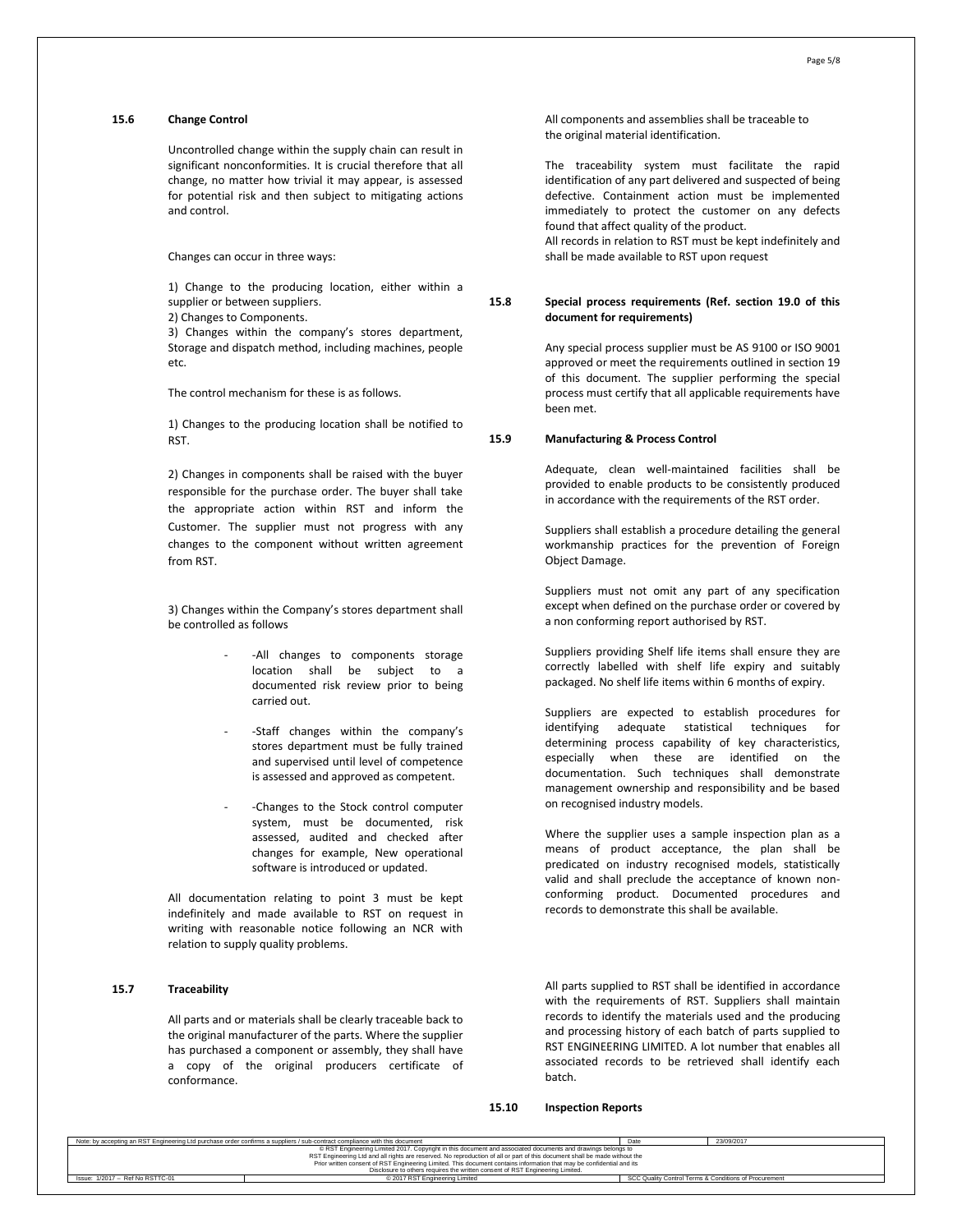### 15.6 Change Control

Uncontrolled change within the supply chain can result in significant nonconformities. It is crucial therefore that all change, no matter how trivial it may appear, is assessed for potential risk and then subject to mitigating actions and control.

Changes can occur in three ways:

1) Change to the producing location, either within a supplier or between suppliers.
2) Changes to Components.
3) Changes within the company's stores department, Storage and dispatch method, including machines, people etc.

The control mechanism for these is as follows.

1) Changes to the producing location shall be notified to RST.

2) Changes in components shall be raised with the buyer responsible for the purchase order. The buyer shall take the appropriate action within RST and inform the Customer. The supplier must not progress with any changes to the component without written agreement from RST.

3) Changes within the Company's stores department shall be controlled as follows

- -All changes to components storage location shall be subject to a documented risk review prior to being carried out.
- -Staff changes within the company's stores department must be fully trained and supervised until level of competence is assessed and approved as competent.
- -Changes to the Stock control computer system, must be documented, risk assessed, audited and checked after changes for example, New operational software is introduced or updated.

All documentation relating to point 3 must be kept indefinitely and made available to RST on request in writing with reasonable notice following an NCR with relation to supply quality problems.

### 15.7 Traceability

All parts and or materials shall be clearly traceable back to the original manufacturer of the parts. Where the supplier has purchased a component or assembly, they shall have a copy of the original producers certificate of conformance.

All components and assemblies shall be traceable to the original material identification.

The traceability system must facilitate the rapid identification of any part delivered and suspected of being defective. Containment action must be implemented immediately to protect the customer on any defects found that affect quality of the product.
All records in relation to RST must be kept indefinitely and shall be made available to RST upon request

### 15.8 Special process requirements (Ref. section 19.0 of this document for requirements)

Any special process supplier must be AS 9100 or ISO 9001 approved or meet the requirements outlined in section 19 of this document. The supplier performing the special process must certify that all applicable requirements have been met.

### 15.9 Manufacturing & Process Control

Adequate, clean well-maintained facilities shall be provided to enable products to be consistently produced in accordance with the requirements of the RST order.

Suppliers shall establish a procedure detailing the general workmanship practices for the prevention of Foreign Object Damage.

Suppliers must not omit any part of any specification except when defined on the purchase order or covered by a non conforming report authorised by RST.

Suppliers providing Shelf life items shall ensure they are correctly labelled with shelf life expiry and suitably packaged. No shelf life items within 6 months of expiry.

Suppliers are expected to establish procedures for identifying adequate statistical techniques for determining process capability of key characteristics, especially when these are identified on the documentation. Such techniques shall demonstrate management ownership and responsibility and be based on recognised industry models.

Where the supplier uses a sample inspection plan as a means of product acceptance, the plan shall be predicated on industry recognised models, statistically valid and shall preclude the acceptance of known non-conforming product. Documented procedures and records to demonstrate this shall be available.

All parts supplied to RST shall be identified in accordance with the requirements of RST. Suppliers shall maintain records to identify the materials used and the producing and processing history of each batch of parts supplied to RST ENGINEERING LIMITED. A lot number that enables all associated records to be retrieved shall identify each batch.

### 15.10 Inspection Reports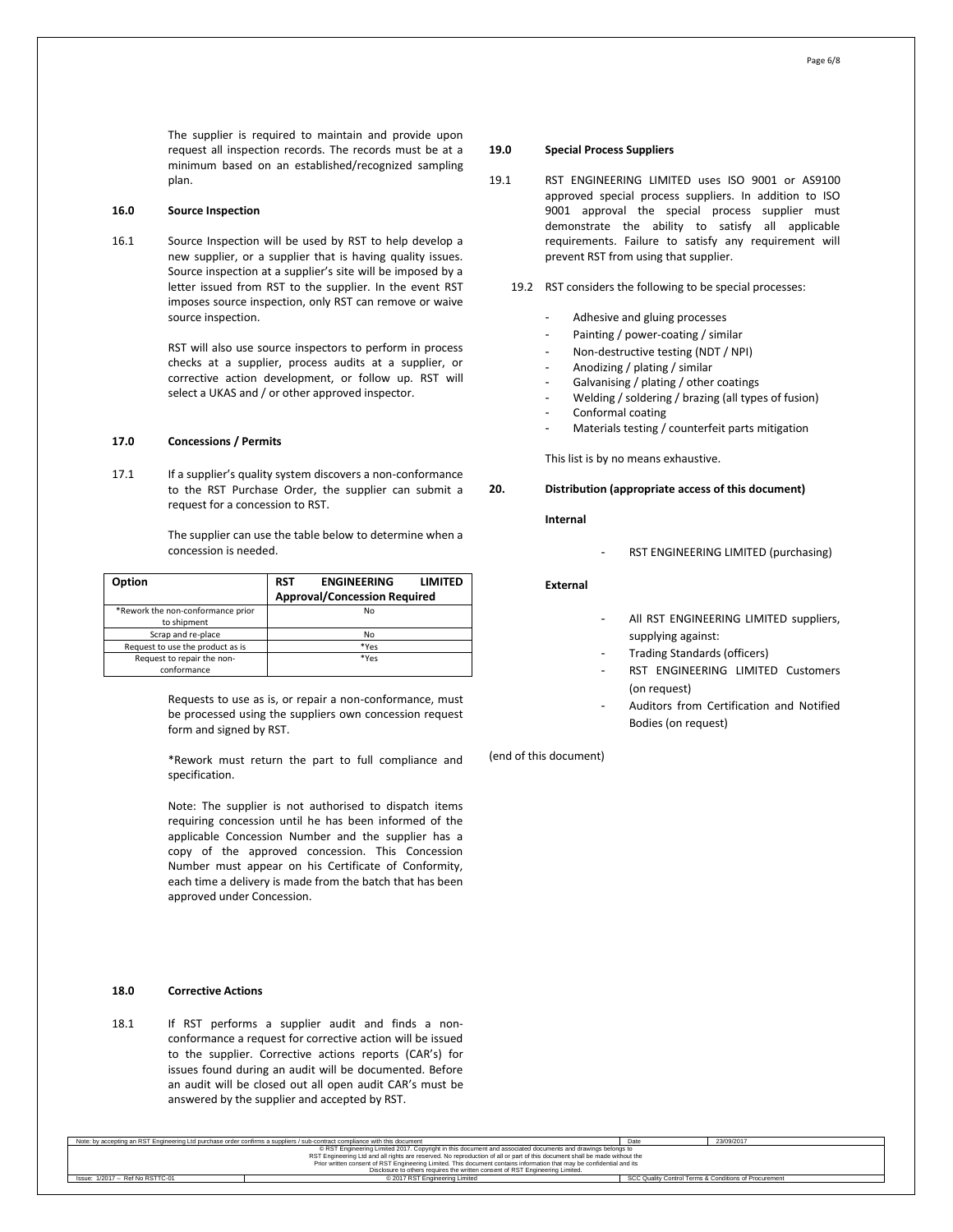The supplier is required to maintain and provide upon request all inspection records. The records must be at a minimum based on an established/recognized sampling plan.

### 16.0 Source Inspection

16.1 Source Inspection will be used by RST to help develop a new supplier, or a supplier that is having quality issues. Source inspection at a supplier's site will be imposed by a letter issued from RST to the supplier. In the event RST imposes source inspection, only RST can remove or waive source inspection.

RST will also use source inspectors to perform in process checks at a supplier, process audits at a supplier, or corrective action development, or follow up. RST will select a UKAS and / or other approved inspector.

### 17.0 Concessions / Permits

17.1 If a supplier's quality system discovers a non-conformance to the RST Purchase Order, the supplier can submit a request for a concession to RST.

The supplier can use the table below to determine when a concession is needed.

| Option | RST ENGINEERING LIMITED Approval/Concession Required |
|---|---|
| *Rework the non-conformance prior to shipment | No |
| Scrap and re-place | No |
| Request to use the product as is | *Yes |
| Request to repair the non-conformance | *Yes |

Requests to use as is, or repair a non-conformance, must be processed using the suppliers own concession request form and signed by RST.

*Rework must return the part to full compliance and specification.

Note: The supplier is not authorised to dispatch items requiring concession until he has been informed of the applicable Concession Number and the supplier has a copy of the approved concession. This Concession Number must appear on his Certificate of Conformity, each time a delivery is made from the batch that has been approved under Concession.

### 18.0 Corrective Actions

18.1 If RST performs a supplier audit and finds a non-conformance a request for corrective action will be issued to the supplier. Corrective actions reports (CAR's) for issues found during an audit will be documented. Before an audit will be closed out all open audit CAR's must be answered by the supplier and accepted by RST.

### 19.0 Special Process Suppliers

19.1 RST ENGINEERING LIMITED uses ISO 9001 or AS9100 approved special process suppliers. In addition to ISO 9001 approval the special process supplier must demonstrate the ability to satisfy all applicable requirements. Failure to satisfy any requirement will prevent RST from using that supplier.

19.2 RST considers the following to be special processes:

- Adhesive and gluing processes
- Painting / power-coating / similar
- Non-destructive testing (NDT / NPI)
- Anodizing / plating / similar
- Galvanising / plating / other coatings
- Welding / soldering / brazing (all types of fusion)
- Conformal coating
- Materials testing / counterfeit parts mitigation

This list is by no means exhaustive.

### 20. Distribution (appropriate access of this document)

**Internal**

- RST ENGINEERING LIMITED (purchasing)

**External**

- All RST ENGINEERING LIMITED suppliers, supplying against:
- Trading Standards (officers)
- RST ENGINEERING LIMITED Customers (on request)
- Auditors from Certification and Notified Bodies (on request)

(end of this document)